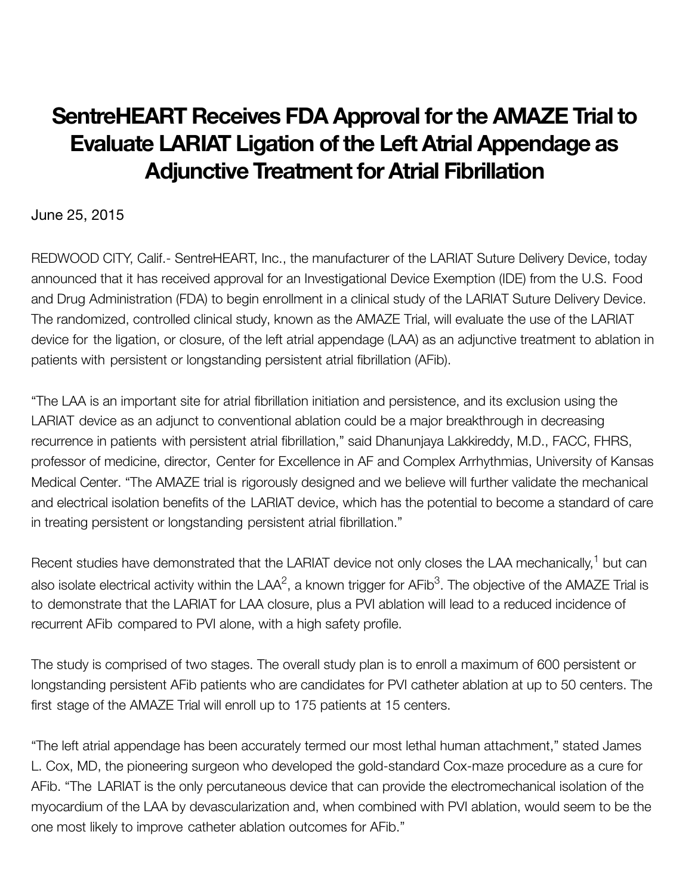# SentreHEART Receives FDA Approval for the AMAZE Trial to Evaluate LARIAT Ligation of the Left Atrial Appendage as Adjunctive Treatment for Atrial Fibrillation

June 25, 2015

REDWOOD CITY, Calif.- SentreHEART, Inc., the manufacturer of the LARIAT Suture Delivery Device, today announced that it has received approval for an Investigational Device Exemption (IDE) from the U.S. Food and Drug Administration (FDA) to begin enrollment in a clinical study of the LARIAT Suture Delivery Device. The randomized, controlled clinical study, known as the AMAZE Trial, will evaluate the use of the LARIAT device for the ligation, or closure, of the left atrial appendage (LAA) as an adjunctive treatment to ablation in patients with persistent or longstanding persistent atrial fibrillation (AFib).

"The LAA is an important site for atrial fibrillation initiation and persistence, and its exclusion using the LARIAT device as an adjunct to conventional ablation could be a major breakthrough in decreasing recurrence in patients with persistent atrial fibrillation," said Dhanunjaya Lakkireddy, M.D., FACC, FHRS, professor of medicine, director, Center for Excellence in AF and Complex Arrhythmias, University of Kansas Medical Center. "The AMAZE trial is rigorously designed and we believe will further validate the mechanical and electrical isolation benefits of the LARIAT device, which has the potential to become a standard of care in treating persistent or longstanding persistent atrial fibrillation."

Recent studies have demonstrated that the LARIAT device not only closes the LAA mechanically,[1] but can also isolate electrical activity within the LAA[2], a known trigger for AFib[3]. The objective of the AMAZE Trial is to demonstrate that the LARIAT for LAA closure, plus a PVI ablation will lead to a reduced incidence of recurrent AFib compared to PVI alone, with a high safety profile.

The study is comprised of two stages. The overall study plan is to enroll a maximum of 600 persistent or longstanding persistent AFib patients who are candidates for PVI catheter ablation at up to 50 centers. The first stage of the AMAZE Trial will enroll up to 175 patients at 15 centers.

"The left atrial appendage has been accurately termed our most lethal human attachment," stated James L. Cox, MD, the pioneering surgeon who developed the gold-standard Cox-maze procedure as a cure for AFib. "The LARIAT is the only percutaneous device that can provide the electromechanical isolation of the myocardium of the LAA by devascularization and, when combined with PVI ablation, would seem to be the one most likely to improve catheter ablation outcomes for AFib."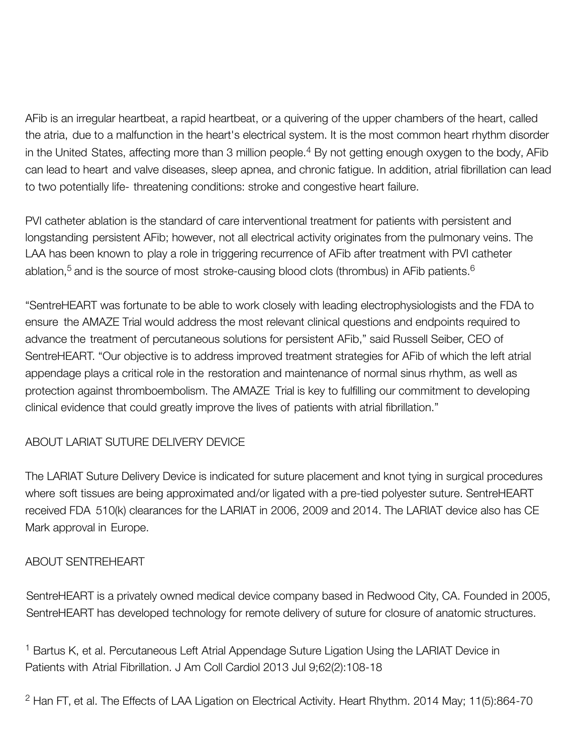AFib is an irregular heartbeat, a rapid heartbeat, or a quivering of the upper chambers of the heart, called the atria, due to a malfunction in the heart's electrical system. It is the most common heart rhythm disorder in the United States, affecting more than 3 million people.[4] By not getting enough oxygen to the body, AFib can lead to heart and valve diseases, sleep apnea, and chronic fatigue. In addition, atrial fibrillation can lead to two potentially life- threatening conditions: stroke and congestive heart failure.

PVI catheter ablation is the standard of care interventional treatment for patients with persistent and longstanding persistent AFib; however, not all electrical activity originates from the pulmonary veins. The LAA has been known to play a role in triggering recurrence of AFib after treatment with PVI catheter ablation,[5] and is the source of most stroke-causing blood clots (thrombus) in AFib patients.[6]

"SentreHEART was fortunate to be able to work closely with leading electrophysiologists and the FDA to ensure the AMAZE Trial would address the most relevant clinical questions and endpoints required to advance the treatment of percutaneous solutions for persistent AFib," said Russell Seiber, CEO of SentreHEART. "Our objective is to address improved treatment strategies for AFib of which the left atrial appendage plays a critical role in the restoration and maintenance of normal sinus rhythm, as well as protection against thromboembolism. The AMAZE Trial is key to fulfilling our commitment to developing clinical evidence that could greatly improve the lives of patients with atrial fibrillation."

## ABOUT LARIAT SUTURE DELIVERY DEVICE

The LARIAT Suture Delivery Device is indicated for suture placement and knot tying in surgical procedures where soft tissues are being approximated and/or ligated with a pre-tied polyester suture. SentreHEART received FDA 510(k) clearances for the LARIAT in 2006, 2009 and 2014. The LARIAT device also has CE Mark approval in Europe.

## ABOUT SENTREHEART

SentreHEART is a privately owned medical device company based in Redwood City, CA. Founded in 2005, SentreHEART has developed technology for remote delivery of suture for closure of anatomic structures.

[1] Bartus K, et al. Percutaneous Left Atrial Appendage Suture Ligation Using the LARIAT Device in Patients with Atrial Fibrillation. J Am Coll Cardiol 2013 Jul 9;62(2):108-18

[2] Han FT, et al. The Effects of LAA Ligation on Electrical Activity. Heart Rhythm. 2014 May; 11(5):864-70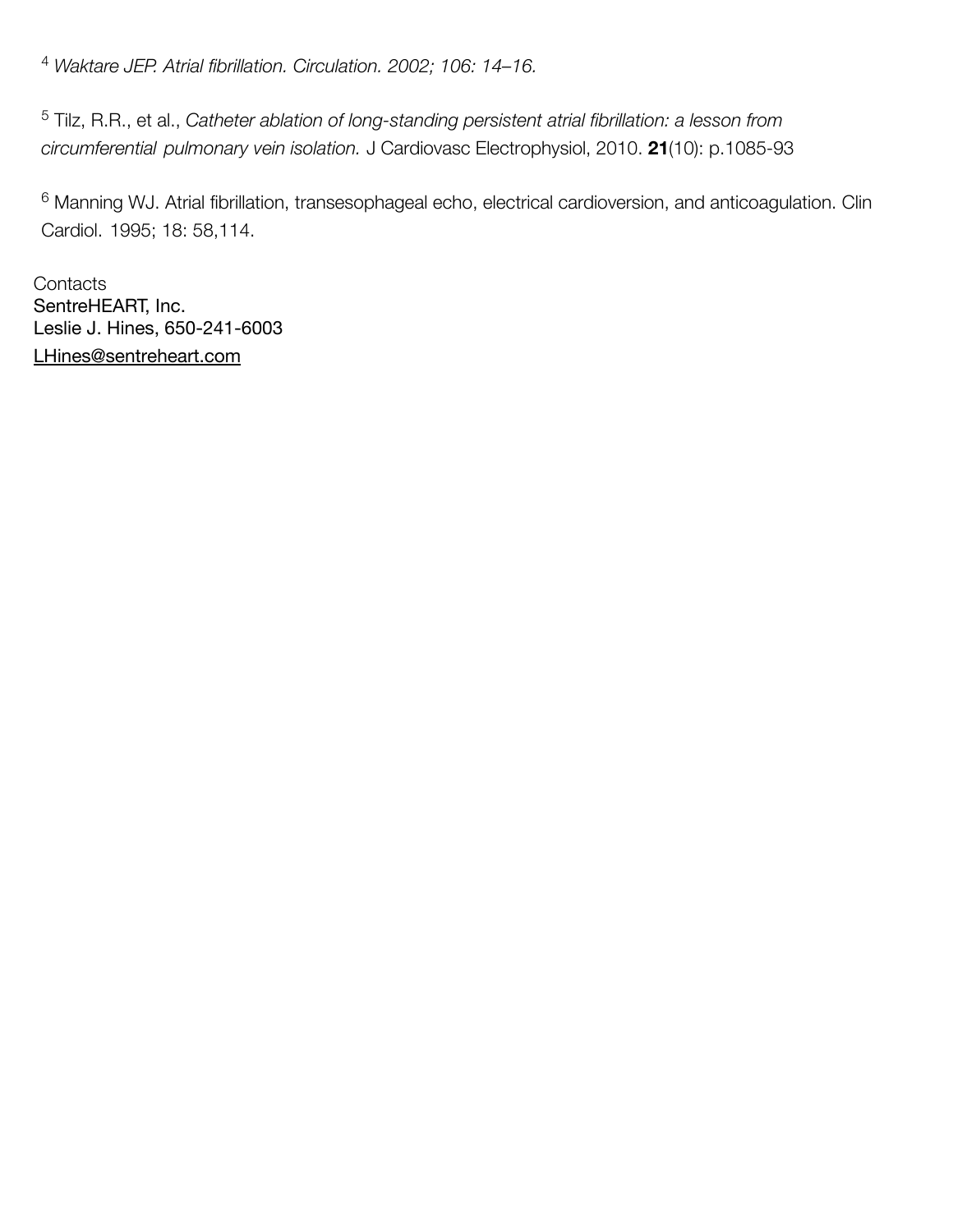[4] *Waktare JEP. Atrial fibrillation. Circulation. 2002; 106: 14–16.*

[5] Tilz, R.R., et al., *Catheter ablation of long-standing persistent atrial fibrillation: a lesson from circumferential pulmonary vein isolation.* J Cardiovasc Electrophysiol, 2010. **21**(10): p.1085-93

[6] Manning WJ. Atrial fibrillation, transesophageal echo, electrical cardioversion, and anticoagulation. Clin Cardiol. 1995; 18: 58,114.

Contacts
SentreHEART, Inc.
Leslie J. Hines, 650-241-6003
LHines@sentreheart.com